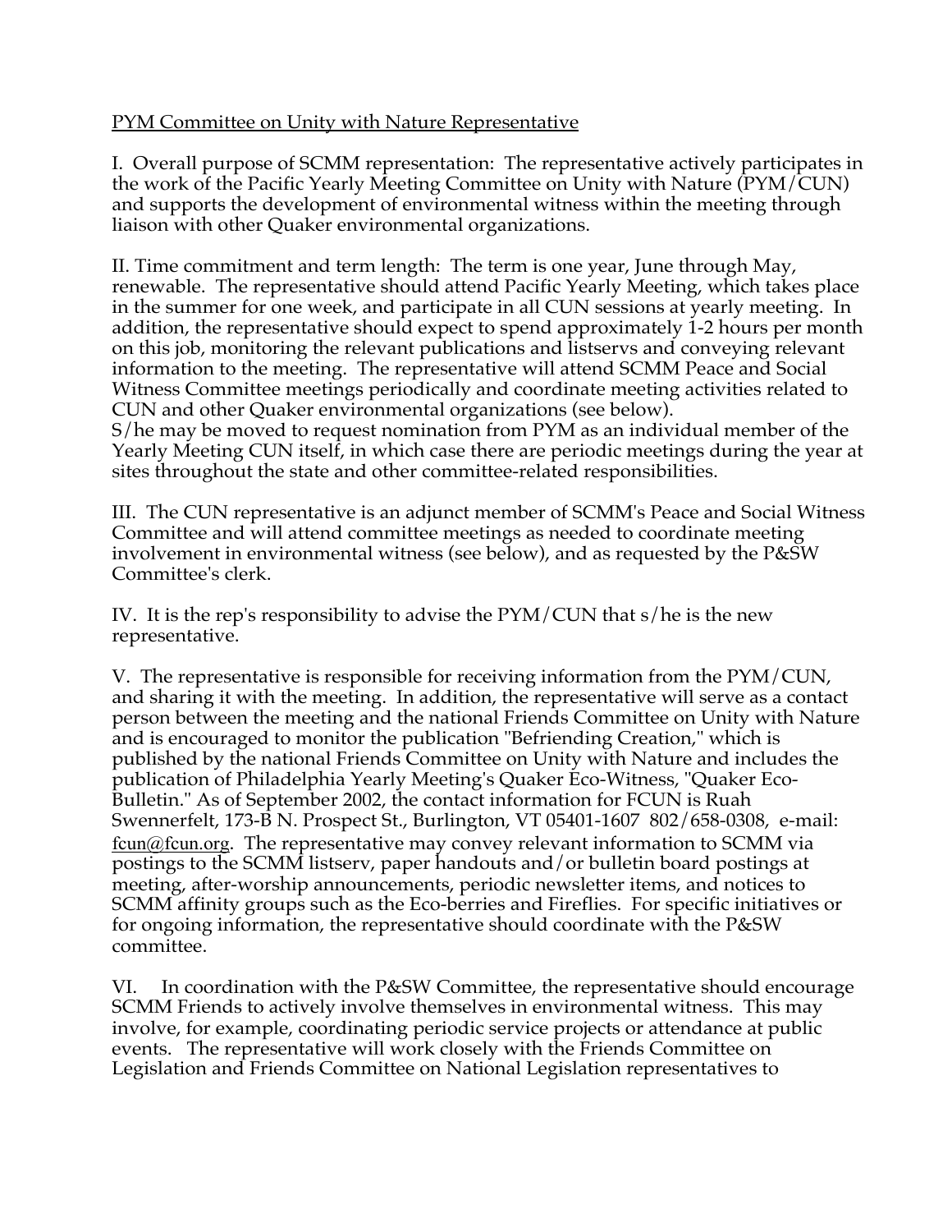<u>PYM Committee on Unity with Nature Representative</u>

I. Overall purpose of SCMM representation: The representative actively participates in the work of the Pacific Yearly Meeting Committee on Unity with Nature (PYM/CUN) and supports the development of environmental witness within the meeting through liaison with other Quaker environmental organizations.

II. Time commitment and term length: The term is one year, June through May, renewable. The representative should attend Pacific Yearly Meeting, which takes place in the summer for one week, and participate in all CUN sessions at yearly meeting. In addition, the representative should expect to spend approximately 1-2 hours per month on this job, monitoring the relevant publications and listservs and conveying relevant information to the meeting. The representative will attend SCMM Peace and Social Witness Committee meetings periodically and coordinate meeting activities related to CUN and other Quaker environmental organizations (see below).
S/he may be moved to request nomination from PYM as an individual member of the Yearly Meeting CUN itself, in which case there are periodic meetings during the year at sites throughout the state and other committee-related responsibilities.

III. The CUN representative is an adjunct member of SCMM's Peace and Social Witness Committee and will attend committee meetings as needed to coordinate meeting involvement in environmental witness (see below), and as requested by the P&SW Committee's clerk.

IV. It is the rep's responsibility to advise the PYM/CUN that s/he is the new representative.

V. The representative is responsible for receiving information from the PYM/CUN, and sharing it with the meeting. In addition, the representative will serve as a contact person between the meeting and the national Friends Committee on Unity with Nature and is encouraged to monitor the publication "Befriending Creation," which is published by the national Friends Committee on Unity with Nature and includes the publication of Philadelphia Yearly Meeting's Quaker Eco-Witness, "Quaker Eco-Bulletin." As of September 2002, the contact information for FCUN is Ruah Swennerfelt, 173-B N. Prospect St., Burlington, VT 05401-1607 802/658-0308, e-mail: fcun@fcun.org. The representative may convey relevant information to SCMM via postings to the SCMM listserv, paper handouts and/or bulletin board postings at meeting, after-worship announcements, periodic newsletter items, and notices to SCMM affinity groups such as the Eco-berries and Fireflies. For specific initiatives or for ongoing information, the representative should coordinate with the P&SW committee.

VI. In coordination with the P&SW Committee, the representative should encourage SCMM Friends to actively involve themselves in environmental witness. This may involve, for example, coordinating periodic service projects or attendance at public events. The representative will work closely with the Friends Committee on Legislation and Friends Committee on National Legislation representatives to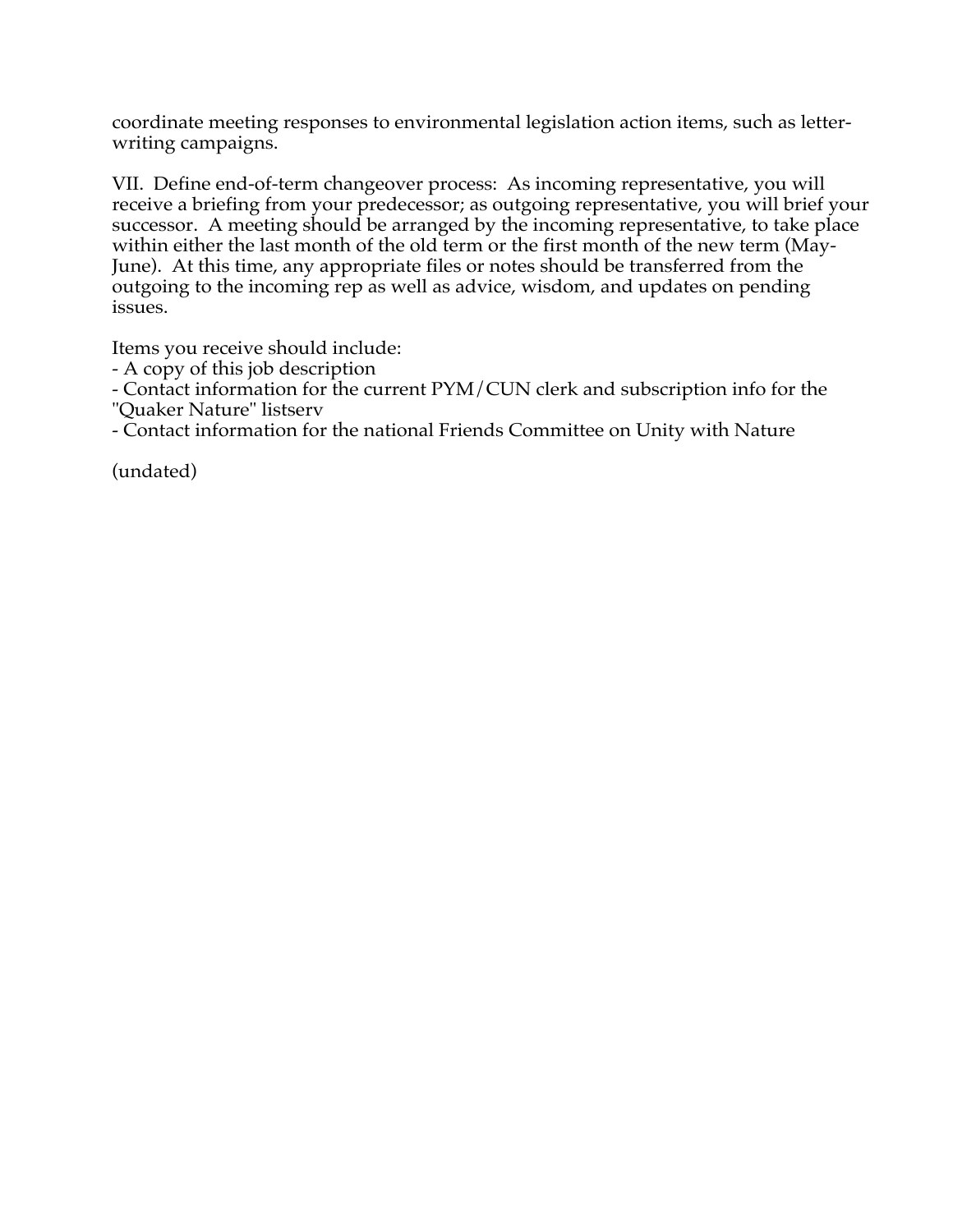coordinate meeting responses to environmental legislation action items, such as letter-writing campaigns.

VII. Define end-of-term changeover process: As incoming representative, you will receive a briefing from your predecessor; as outgoing representative, you will brief your successor. A meeting should be arranged by the incoming representative, to take place within either the last month of the old term or the first month of the new term (May-June). At this time, any appropriate files or notes should be transferred from the outgoing to the incoming rep as well as advice, wisdom, and updates on pending issues.

Items you receive should include:
- A copy of this job description
- Contact information for the current PYM/CUN clerk and subscription info for the "Quaker Nature" listserv
- Contact information for the national Friends Committee on Unity with Nature

(undated)